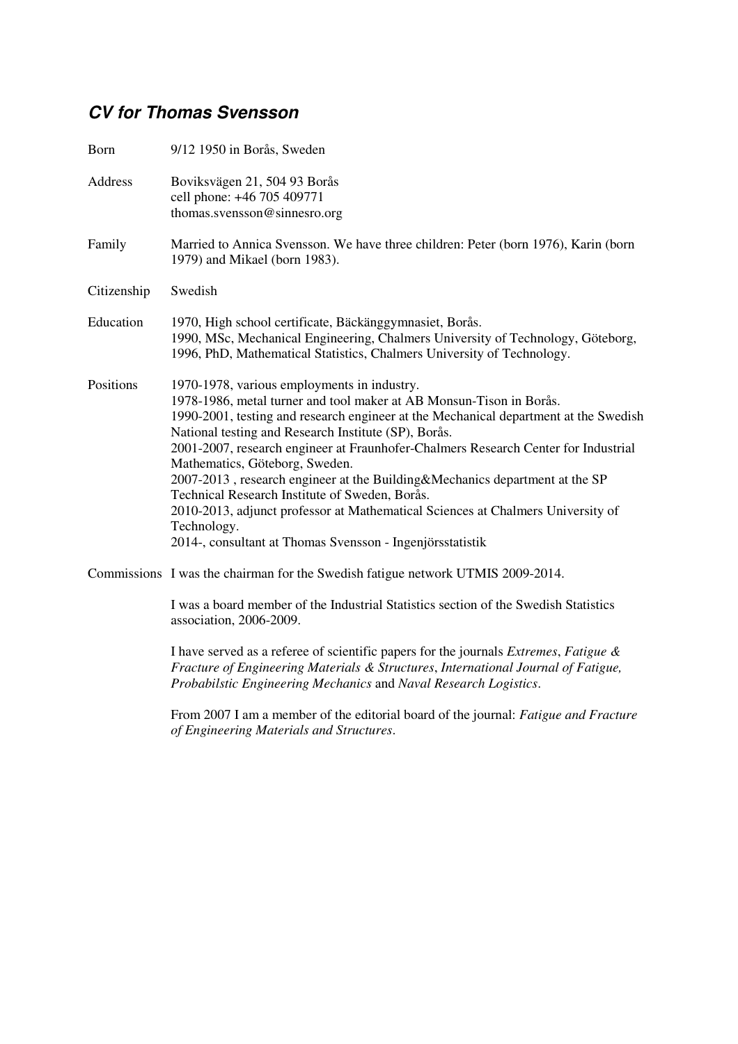## *CV for Thomas Svensson*

| | |
|---|---|
| Born | 9/12 1950 in Borås, Sweden |
| Address | Boviksvägen 21, 504 93 Borås<br>cell phone: +46 705 409771<br>thomas.svensson@sinnesro.org |
| Family | Married to Annica Svensson. We have three children: Peter (born 1976), Karin (born 1979) and Mikael (born 1983). |
| Citizenship | Swedish |
| Education | 1970, High school certificate, Bäckänggymnasiet, Borås.<br>1990, MSc, Mechanical Engineering, Chalmers University of Technology, Göteborg,<br>1996, PhD, Mathematical Statistics, Chalmers University of Technology. |
| Positions | 1970-1978, various employments in industry.<br>1978-1986, metal turner and tool maker at AB Monsun-Tison in Borås.<br>1990-2001, testing and research engineer at the Mechanical department at the Swedish National testing and Research Institute (SP), Borås.<br>2001-2007, research engineer at Fraunhofer-Chalmers Research Center for Industrial Mathematics, Göteborg, Sweden.<br>2007-2013 , research engineer at the Building&Mechanics department at the SP Technical Research Institute of Sweden, Borås.<br>2010-2013, adjunct professor at Mathematical Sciences at Chalmers University of Technology.<br>2014-, consultant at Thomas Svensson - Ingenjörsstatistik |
| Commissions | I was the chairman for the Swedish fatigue network UTMIS 2009-2014.<br><br>I was a board member of the Industrial Statistics section of the Swedish Statistics association, 2006-2009.<br><br>I have served as a referee of scientific papers for the journals *Extremes*, *Fatigue & Fracture of Engineering Materials & Structures*, *International Journal of Fatigue, Probabilstic Engineering Mechanics* and *Naval Research Logistics*.<br><br>From 2007 I am a member of the editorial board of the journal: *Fatigue and Fracture of Engineering Materials and Structures*. |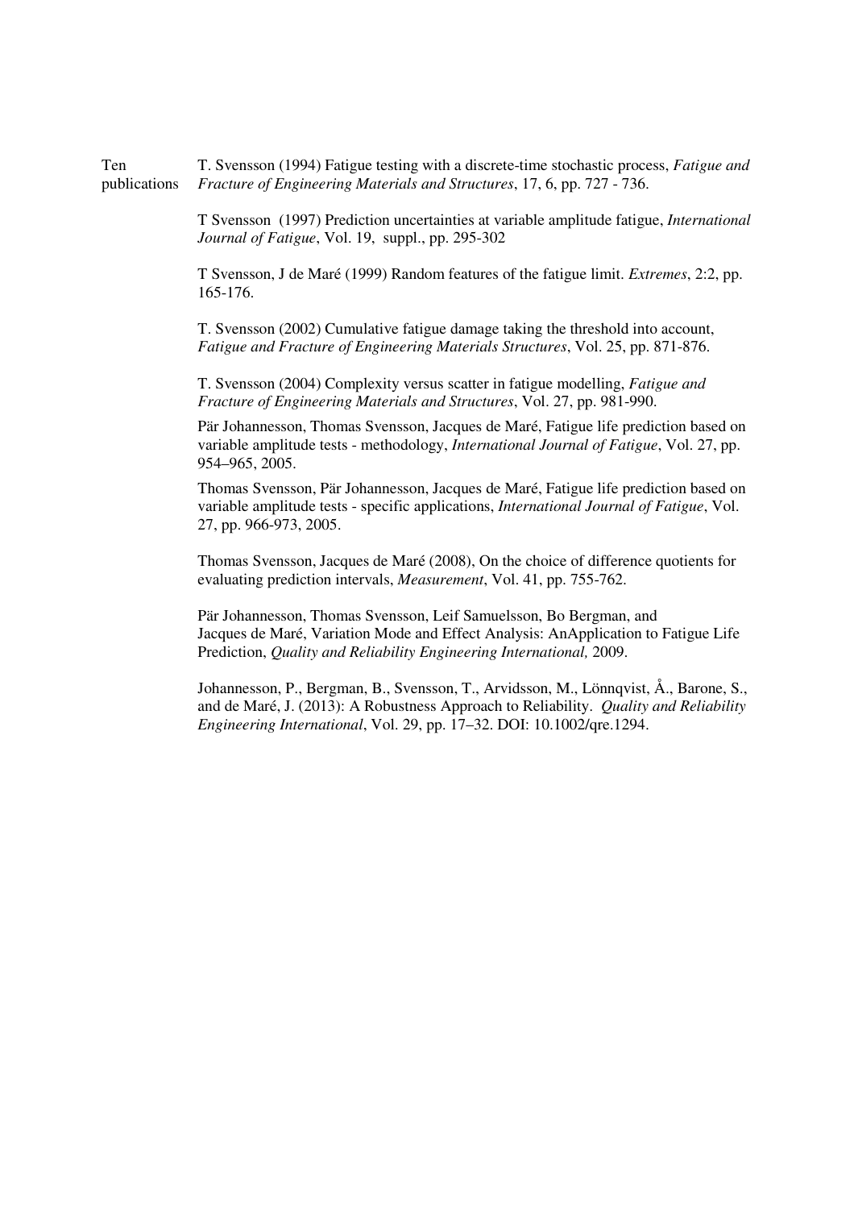**Ten publications**

T. Svensson (1994) Fatigue testing with a discrete-time stochastic process, *Fatigue and Fracture of Engineering Materials and Structures*, 17, 6, pp. 727 - 736.

T Svensson (1997) Prediction uncertainties at variable amplitude fatigue, *International Journal of Fatigue*, Vol. 19, suppl., pp. 295-302

T Svensson, J de Maré (1999) Random features of the fatigue limit. *Extremes*, 2:2, pp. 165-176.

T. Svensson (2002) Cumulative fatigue damage taking the threshold into account, *Fatigue and Fracture of Engineering Materials Structures*, Vol. 25, pp. 871-876.

T. Svensson (2004) Complexity versus scatter in fatigue modelling, *Fatigue and Fracture of Engineering Materials and Structures*, Vol. 27, pp. 981-990.

Pär Johannesson, Thomas Svensson, Jacques de Maré, Fatigue life prediction based on variable amplitude tests - methodology, *International Journal of Fatigue*, Vol. 27, pp. 954–965, 2005.

Thomas Svensson, Pär Johannesson, Jacques de Maré, Fatigue life prediction based on variable amplitude tests - specific applications, *International Journal of Fatigue*, Vol. 27, pp. 966-973, 2005.

Thomas Svensson, Jacques de Maré (2008), On the choice of difference quotients for evaluating prediction intervals, *Measurement*, Vol. 41, pp. 755-762.

Pär Johannesson, Thomas Svensson, Leif Samuelsson, Bo Bergman, and Jacques de Maré, Variation Mode and Effect Analysis: AnApplication to Fatigue Life Prediction, *Quality and Reliability Engineering International,* 2009.

Johannesson, P., Bergman, B., Svensson, T., Arvidsson, M., Lönnqvist, Å., Barone, S., and de Maré, J. (2013): A Robustness Approach to Reliability. *Quality and Reliability Engineering International*, Vol. 29, pp. 17–32. DOI: 10.1002/qre.1294.